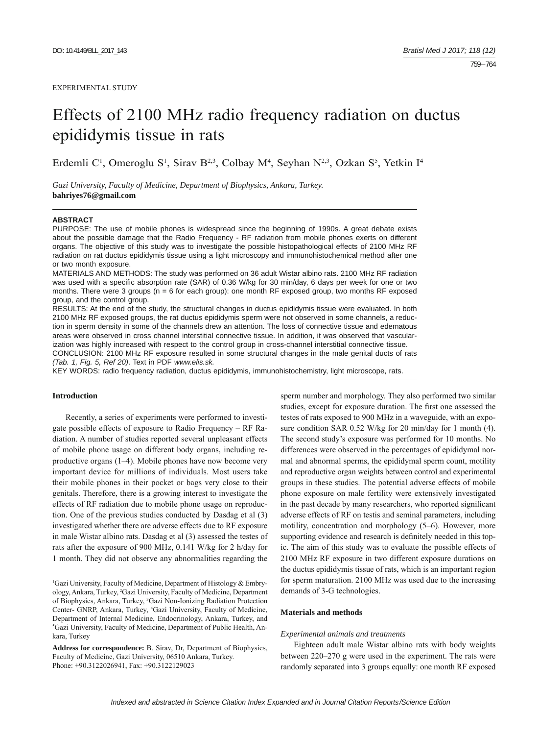EXPERIMENTAL STUDY

# Effects of 2100 MHz radio frequency radiation on ductus epididymis tissue in rats

Erdemli C[1], Omeroglu S[1], Sirav B[2,3], Colbay M[4], Seyhan N[2,3], Ozkan S[5], Yetkin I[4]

*Gazi University, Faculty of Medicine, Department of Biophysics, Ankara, Turkey.*
**bahriyes76@gmail.com**

**ABSTRACT**

PURPOSE: The use of mobile phones is widespread since the beginning of 1990s. A great debate exists about the possible damage that the Radio Frequency - RF radiation from mobile phones exerts on different organs. The objective of this study was to investigate the possible histopathological effects of 2100 MHz RF radiation on rat ductus epididymis tissue using a light microscopy and immunohistochemical method after one or two month exposure.

MATERIALS AND METHODS: The study was performed on 36 adult Wistar albino rats. 2100 MHz RF radiation was used with a specific absorption rate (SAR) of 0.36 W/kg for 30 min/day, 6 days per week for one or two months. There were 3 groups (n = 6 for each group): one month RF exposed group, two months RF exposed group, and the control group.

RESULTS: At the end of the study, the structural changes in ductus epididymis tissue were evaluated. In both 2100 MHz RF exposed groups, the rat ductus epididymis sperm were not observed in some of the channels, a reduction in sperm density in some of the channels drew an attention. The loss of connective tissue and edematous areas were observed in cross channel interstitial connective tissue. In addition, it was observed that vascularization was highly increased with respect to the control group in cross-channel interstitial connective tissue.

CONCLUSION: 2100 MHz RF exposure resulted in some structural changes in the male genital ducts of rats *(Tab. 1, Fig. 5, Ref 20)*. Text in PDF *www.elis.sk.*

KEY WORDS: radio frequency radiation, ductus epididymis, immunohistochemistry, light microscope, rats.

## Introduction

Recently, a series of experiments were performed to investigate possible effects of exposure to Radio Frequency – RF Radiation. A number of studies reported several unpleasant effects of mobile phone usage on different body organs, including reproductive organs (1–4). Mobile phones have now become very important device for millions of individuals. Most users take their mobile phones in their pocket or bags very close to their genitals. Therefore, there is a growing interest to investigate the effects of RF radiation due to mobile phone usage on reproduction. One of the previous studies conducted by Dasdag et al (3) investigated whether there are adverse effects due to RF exposure in male Wistar albino rats. Dasdag et al (3) assessed the testes of rats after the exposure of 900 MHz, 0.141 W/kg for 2 h/day for 1 month. They did not observe any abnormalities regarding the sperm number and morphology. They also performed two similar studies, except for exposure duration. The first one assessed the testes of rats exposed to 900 MHz in a waveguide, with an exposure condition SAR 0.52 W/kg for 20 min/day for 1 month (4). The second study's exposure was performed for 10 months. No differences were observed in the percentages of epididymal normal and abnormal sperms, the epididymal sperm count, motility and reproductive organ weights between control and experimental groups in these studies. The potential adverse effects of mobile phone exposure on male fertility were extensively investigated in the past decade by many researchers, who reported significant adverse effects of RF on testis and seminal parameters, including motility, concentration and morphology (5–6). However, more supporting evidence and research is definitely needed in this topic. The aim of this study was to evaluate the possible effects of 2100 MHz RF exposure in two different exposure durations on the ductus epididymis tissue of rats, which is an important region for sperm maturation. 2100 MHz was used due to the increasing demands of 3-G technologies.

## Materials and methods

### *Experimental animals and treatments*

Eighteen adult male Wistar albino rats with body weights between 220–270 g were used in the experiment. The rats were randomly separated into 3 groups equally: one month RF exposed

---

[1]Gazi University, Faculty of Medicine, Department of Histology & Embryology, Ankara, Turkey, [2]Gazi University, Faculty of Medicine, Department of Biophysics, Ankara, Turkey, [3]Gazi Non-Ionizing Radiation Protection Center- GNRP, Ankara, Turkey, [4]Gazi University, Faculty of Medicine, Department of Internal Medicine, Endocrinology, Ankara, Turkey, and [5]Gazi University, Faculty of Medicine, Department of Public Health, Ankara, Turkey

**Address for correspondence:** B. Sirav, Dr, Department of Biophysics, Faculty of Medicine, Gazi University, 06510 Ankara, Turkey.
Phone: +90.3122026941, Fax: +90.3122129023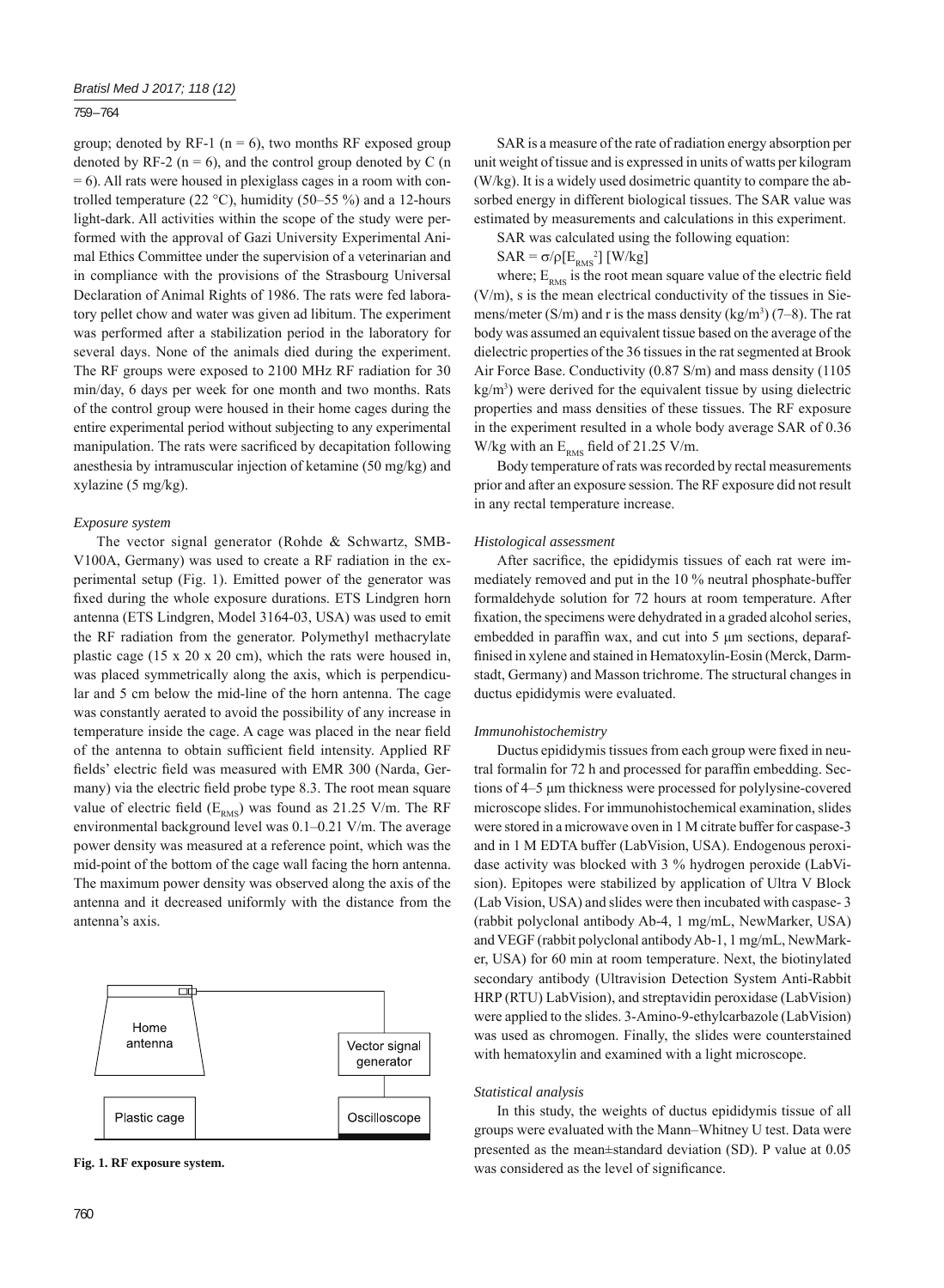group; denoted by RF-1 (n = 6), two months RF exposed group denoted by RF-2 (n = 6), and the control group denoted by C (n = 6). All rats were housed in plexiglass cages in a room with controlled temperature (22 °C), humidity (50–55 %) and a 12-hours light-dark. All activities within the scope of the study were performed with the approval of Gazi University Experimental Animal Ethics Committee under the supervision of a veterinarian and in compliance with the provisions of the Strasbourg Universal Declaration of Animal Rights of 1986. The rats were fed laboratory pellet chow and water was given ad libitum. The experiment was performed after a stabilization period in the laboratory for several days. None of the animals died during the experiment. The RF groups were exposed to 2100 MHz RF radiation for 30 min/day, 6 days per week for one month and two months. Rats of the control group were housed in their home cages during the entire experimental period without subjecting to any experimental manipulation. The rats were sacrificed by decapitation following anesthesia by intramuscular injection of ketamine (50 mg/kg) and xylazine (5 mg/kg).

### *Exposure system*

The vector signal generator (Rohde & Schwartz, SMB-V100A, Germany) was used to create a RF radiation in the experimental setup (Fig. 1). Emitted power of the generator was fixed during the whole exposure durations. ETS Lindgren horn antenna (ETS Lindgren, Model 3164-03, USA) was used to emit the RF radiation from the generator. Polymethyl methacrylate plastic cage (15 x 20 x 20 cm), which the rats were housed in, was placed symmetrically along the axis, which is perpendicular and 5 cm below the mid-line of the horn antenna. The cage was constantly aerated to avoid the possibility of any increase in temperature inside the cage. A cage was placed in the near field of the antenna to obtain sufficient field intensity. Applied RF fields' electric field was measured with EMR 300 (Narda, Germany) via the electric field probe type 8.3. The root mean square value of electric field ($E_{RMS}$) was found as 21.25 V/m. The RF environmental background level was 0.1–0.21 V/m. The average power density was measured at a reference point, which was the mid-point of the bottom of the cage wall facing the horn antenna. The maximum power density was observed along the axis of the antenna and it decreased uniformly with the distance from the antenna's axis.

**Fig. 1. RF exposure system.**

SAR is a measure of the rate of radiation energy absorption per unit weight of tissue and is expressed in units of watts per kilogram (W/kg). It is a widely used dosimetric quantity to compare the absorbed energy in different biological tissues. The SAR value was estimated by measurements and calculations in this experiment.

SAR was calculated using the following equation:

$$SAR = \sigma/\rho[E_{RMS}^2] \text{ [W/kg]}$$

where; $E_{RMS}$ is the root mean square value of the electric field (V/m), s is the mean electrical conductivity of the tissues in Siemens/meter (S/m) and r is the mass density (kg/m$^3$) (7–8). The rat body was assumed an equivalent tissue based on the average of the dielectric properties of the 36 tissues in the rat segmented at Brook Air Force Base. Conductivity (0.87 S/m) and mass density (1105 kg/m$^3$) were derived for the equivalent tissue by using dielectric properties and mass densities of these tissues. The RF exposure in the experiment resulted in a whole body average SAR of 0.36 W/kg with an $E_{RMS}$ field of 21.25 V/m.

Body temperature of rats was recorded by rectal measurements prior and after an exposure session. The RF exposure did not result in any rectal temperature increase.

### *Histological assessment*

After sacrifice, the epididymis tissues of each rat were immediately removed and put in the 10 % neutral phosphate-buffer formaldehyde solution for 72 hours at room temperature. After fixation, the specimens were dehydrated in a graded alcohol series, embedded in paraffin wax, and cut into 5 µm sections, deparaffinised in xylene and stained in Hematoxylin-Eosin (Merck, Darmstadt, Germany) and Masson trichrome. The structural changes in ductus epididymis were evaluated.

### *Immunohistochemistry*

Ductus epididymis tissues from each group were fixed in neutral formalin for 72 h and processed for paraffin embedding. Sections of 4–5 µm thickness were processed for polylysine-covered microscope slides. For immunohistochemical examination, slides were stored in a microwave oven in 1 M citrate buffer for caspase-3 and in 1 M EDTA buffer (LabVision, USA). Endogenous peroxidase activity was blocked with 3 % hydrogen peroxide (LabVision). Epitopes were stabilized by application of Ultra V Block (Lab Vision, USA) and slides were then incubated with caspase- 3 (rabbit polyclonal antibody Ab-4, 1 mg/mL, NewMarker, USA) and VEGF (rabbit polyclonal antibody Ab-1, 1 mg/mL, NewMarker, USA) for 60 min at room temperature. Next, the biotinylated secondary antibody (Ultravision Detection System Anti-Rabbit HRP (RTU) LabVision), and streptavidin peroxidase (LabVision) were applied to the slides. 3-Amino-9-ethylcarbazole (LabVision) was used as chromogen. Finally, the slides were counterstained with hematoxylin and examined with a light microscope.

### *Statistical analysis*

In this study, the weights of ductus epididymis tissue of all groups were evaluated with the Mann–Whitney U test. Data were presented as the mean±standard deviation (SD). P value at 0.05 was considered as the level of significance.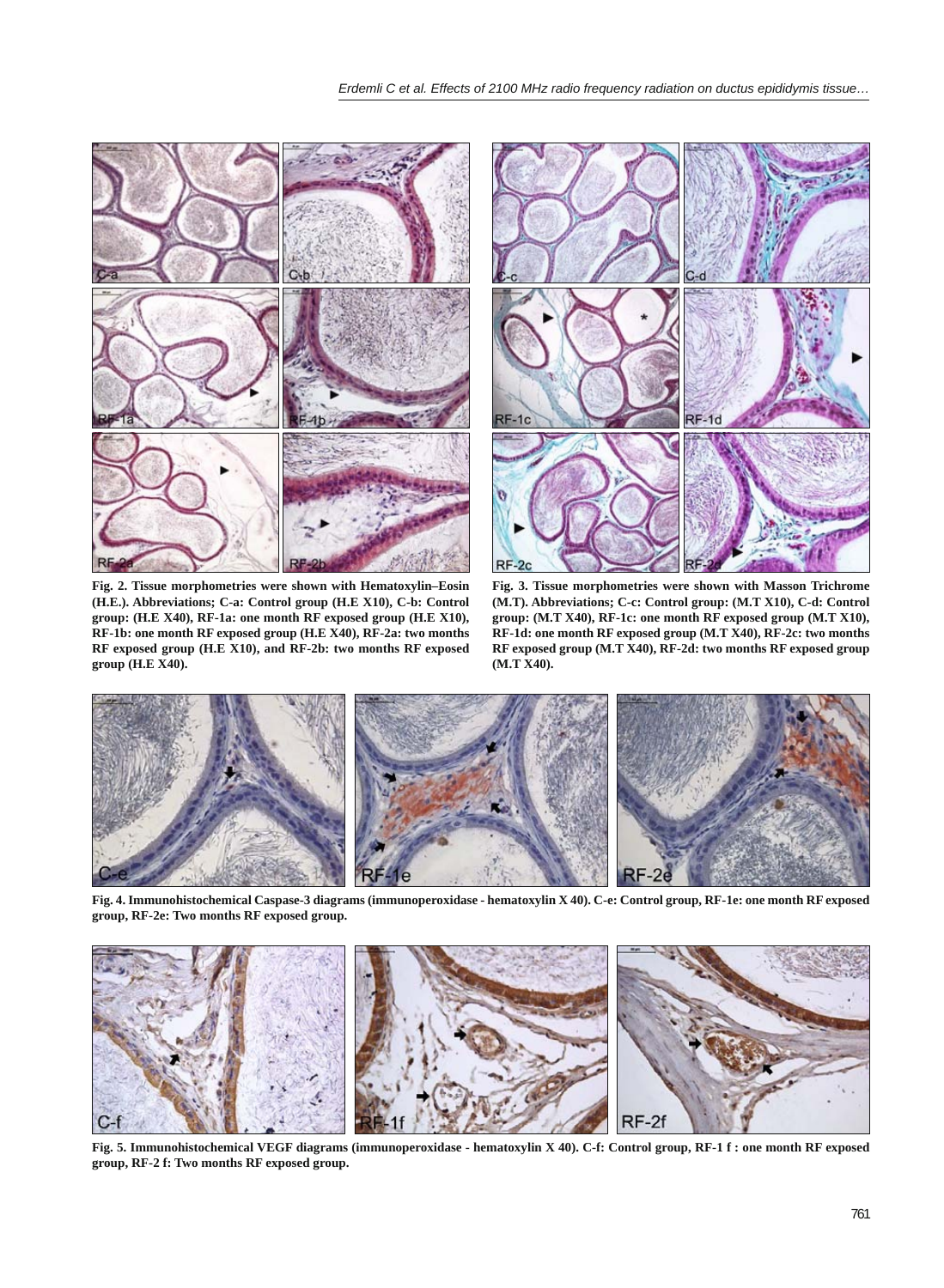**Fig. 2. Tissue morphometries were shown with Hematoxylin–Eosin (H.E.). Abbreviations; C-a: Control group (H.E X10), C-b: Control group: (H.E X40), RF-1a: one month RF exposed group (H.E X10), RF-1b: one month RF exposed group (H.E X40), RF-2a: two months RF exposed group (H.E X10), and RF-2b: two months RF exposed group (H.E X40).**

**Fig. 3. Tissue morphometries were shown with Masson Trichrome (M.T). Abbreviations; C-c: Control group: (M.T X10), C-d: Control group: (M.T X40), RF-1c: one month RF exposed group (M.T X10), RF-1d: one month RF exposed group (M.T X40), RF-2c: two months RF exposed group (M.T X40), RF-2d: two months RF exposed group (M.T X40).**

**Fig. 4. Immunohistochemical Caspase-3 diagrams (immunoperoxidase - hematoxylin X 40). C-e: Control group, RF-1e: one month RF exposed group, RF-2e: Two months RF exposed group.**

**Fig. 5. Immunohistochemical VEGF diagrams (immunoperoxidase - hematoxylin X 40). C-f: Control group, RF-1 f : one month RF exposed group, RF-2 f: Two months RF exposed group.**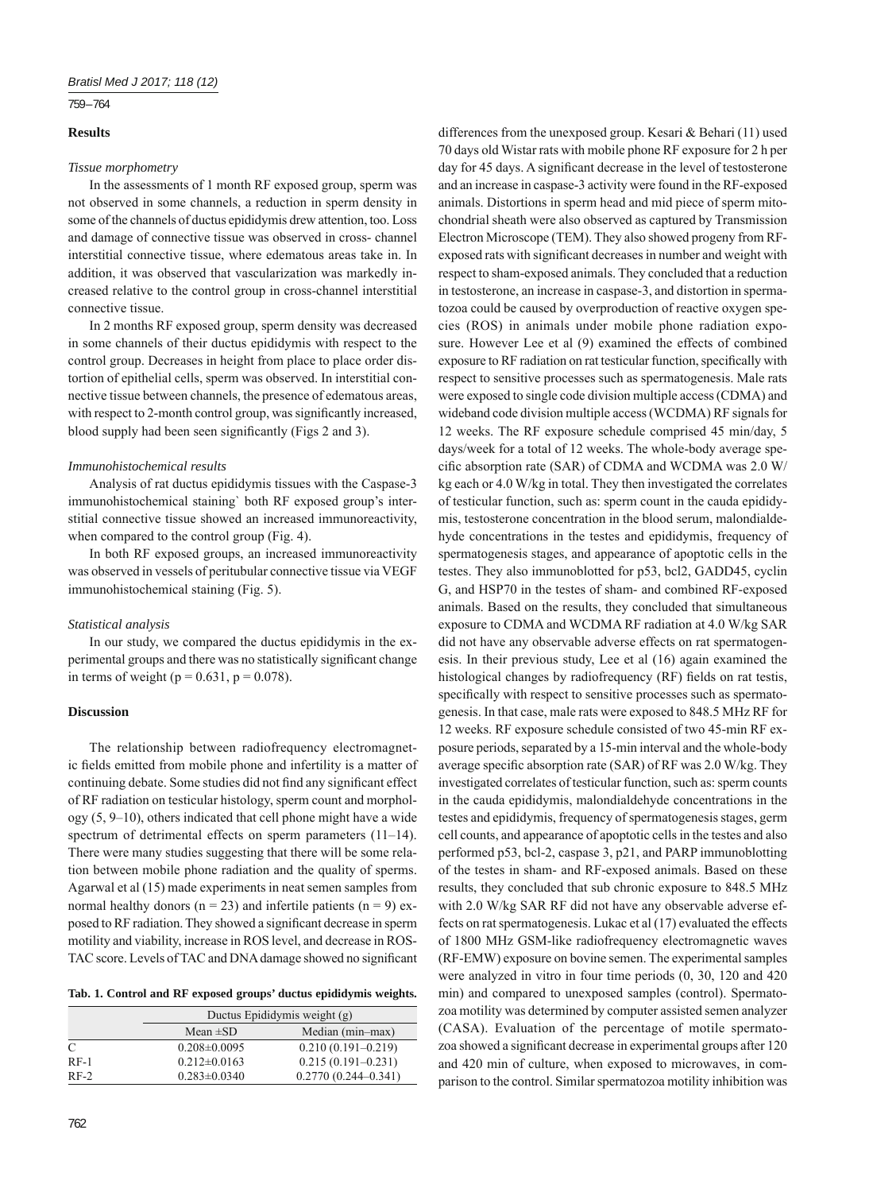## Results

### *Tissue morphometry*

In the assessments of 1 month RF exposed group, sperm was not observed in some channels, a reduction in sperm density in some of the channels of ductus epididymis drew attention, too. Loss and damage of connective tissue was observed in cross- channel interstitial connective tissue, where edematous areas take in. In addition, it was observed that vascularization was markedly increased relative to the control group in cross-channel interstitial connective tissue.

In 2 months RF exposed group, sperm density was decreased in some channels of their ductus epididymis with respect to the control group. Decreases in height from place to place order distortion of epithelial cells, sperm was observed. In interstitial connective tissue between channels, the presence of edematous areas, with respect to 2-month control group, was significantly increased, blood supply had been seen significantly (Figs 2 and 3).

### *Immunohistochemical results*

Analysis of rat ductus epididymis tissues with the Caspase-3 immunohistochemical staining` both RF exposed group's interstitial connective tissue showed an increased immunoreactivity, when compared to the control group (Fig. 4).

In both RF exposed groups, an increased immunoreactivity was observed in vessels of peritubular connective tissue via VEGF immunohistochemical staining (Fig. 5).

### *Statistical analysis*

In our study, we compared the ductus epididymis in the experimental groups and there was no statistically significant change in terms of weight ($p = 0.631$, $p = 0.078$).

## Discussion

The relationship between radiofrequency electromagnetic fields emitted from mobile phone and infertility is a matter of continuing debate. Some studies did not find any significant effect of RF radiation on testicular histology, sperm count and morphology (5, 9–10), others indicated that cell phone might have a wide spectrum of detrimental effects on sperm parameters (11–14). There were many studies suggesting that there will be some relation between mobile phone radiation and the quality of sperms. Agarwal et al (15) made experiments in neat semen samples from normal healthy donors ($n = 23$) and infertile patients ($n = 9$) exposed to RF radiation. They showed a significant decrease in sperm motility and viability, increase in ROS level, and decrease in ROS-TAC score. Levels of TAC and DNA damage showed no significant

**Tab. 1. Control and RF exposed groups' ductus epididymis weights.**

| | Ductus Epididymis weight (g) | |
|---|---|---|
| | Mean ±SD | Median (min–max) |
| C | 0.208±0.0095 | 0.210 (0.191–0.219) |
| RF-1 | 0.212±0.0163 | 0.215 (0.191–0.231) |
| RF-2 | 0.283±0.0340 | 0.2770 (0.244–0.341) |

differences from the unexposed group. Kesari & Behari (11) used 70 days old Wistar rats with mobile phone RF exposure for 2 h per day for 45 days. A significant decrease in the level of testosterone and an increase in caspase-3 activity were found in the RF-exposed animals. Distortions in sperm head and mid piece of sperm mitochondrial sheath were also observed as captured by Transmission Electron Microscope (TEM). They also showed progeny from RF-exposed rats with significant decreases in number and weight with respect to sham-exposed animals. They concluded that a reduction in testosterone, an increase in caspase-3, and distortion in spermatozoa could be caused by overproduction of reactive oxygen species (ROS) in animals under mobile phone radiation exposure. However Lee et al (9) examined the effects of combined exposure to RF radiation on rat testicular function, specifically with respect to sensitive processes such as spermatogenesis. Male rats were exposed to single code division multiple access (CDMA) and wideband code division multiple access (WCDMA) RF signals for 12 weeks. The RF exposure schedule comprised 45 min/day, 5 days/week for a total of 12 weeks. The whole-body average specific absorption rate (SAR) of CDMA and WCDMA was 2.0 W/kg each or 4.0 W/kg in total. They then investigated the correlates of testicular function, such as: sperm count in the cauda epididymis, testosterone concentration in the blood serum, malondialdehyde concentrations in the testes and epididymis, frequency of spermatogenesis stages, and appearance of apoptotic cells in the testes. They also immunoblotted for p53, bcl2, GADD45, cyclin G, and HSP70 in the testes of sham- and combined RF-exposed animals. Based on the results, they concluded that simultaneous exposure to CDMA and WCDMA RF radiation at 4.0 W/kg SAR did not have any observable adverse effects on rat spermatogenesis. In their previous study, Lee et al (16) again examined the histological changes by radiofrequency (RF) fields on rat testis, specifically with respect to sensitive processes such as spermatogenesis. In that case, male rats were exposed to 848.5 MHz RF for 12 weeks. RF exposure schedule consisted of two 45-min RF exposure periods, separated by a 15-min interval and the whole-body average specific absorption rate (SAR) of RF was 2.0 W/kg. They investigated correlates of testicular function, such as: sperm counts in the cauda epididymis, malondialdehyde concentrations in the testes and epididymis, frequency of spermatogenesis stages, germ cell counts, and appearance of apoptotic cells in the testes and also performed p53, bcl-2, caspase 3, p21, and PARP immunoblotting of the testes in sham- and RF-exposed animals. Based on these results, they concluded that sub chronic exposure to 848.5 MHz with 2.0 W/kg SAR RF did not have any observable adverse effects on rat spermatogenesis. Lukac et al (17) evaluated the effects of 1800 MHz GSM-like radiofrequency electromagnetic waves (RF-EMW) exposure on bovine semen. The experimental samples were analyzed in vitro in four time periods (0, 30, 120 and 420 min) and compared to unexposed samples (control). Spermatozoa motility was determined by computer assisted semen analyzer (CASA). Evaluation of the percentage of motile spermatozoa showed a significant decrease in experimental groups after 120 and 420 min of culture, when exposed to microwaves, in comparison to the control. Similar spermatozoa motility inhibition was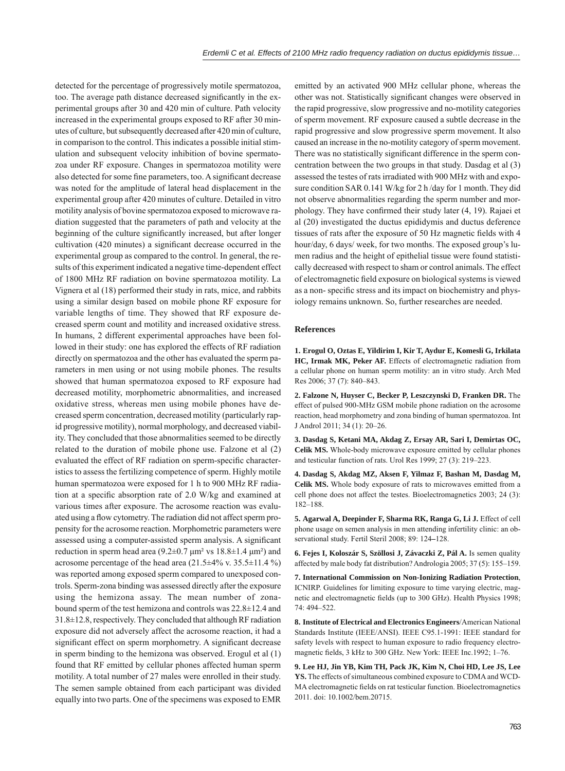detected for the percentage of progressively motile spermatozoa, too. The average path distance decreased significantly in the experimental groups after 30 and 420 min of culture. Path velocity increased in the experimental groups exposed to RF after 30 minutes of culture, but subsequently decreased after 420 min of culture, in comparison to the control. This indicates a possible initial stimulation and subsequent velocity inhibition of bovine spermatozoa under RF exposure. Changes in spermatozoa motility were also detected for some fine parameters, too. A significant decrease was noted for the amplitude of lateral head displacement in the experimental group after 420 minutes of culture. Detailed in vitro motility analysis of bovine spermatozoa exposed to microwave radiation suggested that the parameters of path and velocity at the beginning of the culture significantly increased, but after longer cultivation (420 minutes) a significant decrease occurred in the experimental group as compared to the control. In general, the results of this experiment indicated a negative time-dependent effect of 1800 MHz RF radiation on bovine spermatozoa motility. La Vignera et al (18) performed their study in rats, mice, and rabbits using a similar design based on mobile phone RF exposure for variable lengths of time. They showed that RF exposure decreased sperm count and motility and increased oxidative stress. In humans, 2 different experimental approaches have been followed in their study: one has explored the effects of RF radiation directly on spermatozoa and the other has evaluated the sperm parameters in men using or not using mobile phones. The results showed that human spermatozoa exposed to RF exposure had decreased motility, morphometric abnormalities, and increased oxidative stress, whereas men using mobile phones have decreased sperm concentration, decreased motility (particularly rapid progressive motility), normal morphology, and decreased viability. They concluded that those abnormalities seemed to be directly related to the duration of mobile phone use. Falzone et al (2) evaluated the effect of RF radiation on sperm-specific characteristics to assess the fertilizing competence of sperm. Highly motile human spermatozoa were exposed for 1 h to 900 MHz RF radiation at a specific absorption rate of 2.0 W/kg and examined at various times after exposure. The acrosome reaction was evaluated using a flow cytometry. The radiation did not affect sperm propensity for the acrosome reaction. Morphometric parameters were assessed using a computer-assisted sperm analysis. A significant reduction in sperm head area ($9.2\pm0.7$ μm² vs $18.8\pm1.4$ μm²) and acrosome percentage of the head area ($21.5\pm4$% v. $35.5\pm11.4$ %) was reported among exposed sperm compared to unexposed controls. Sperm-zona binding was assessed directly after the exposure using the hemizona assay. The mean number of zona-bound sperm of the test hemizona and controls was $22.8\pm12.4$ and $31.8\pm12.8$, respectively. They concluded that although RF radiation exposure did not adversely affect the acrosome reaction, it had a significant effect on sperm morphometry. A significant decrease in sperm binding to the hemizona was observed. Erogul et al (1) found that RF emitted by cellular phones affected human sperm motility. A total number of 27 males were enrolled in their study. The semen sample obtained from each participant was divided equally into two parts. One of the specimens was exposed to EMR emitted by an activated 900 MHz cellular phone, whereas the other was not. Statistically significant changes were observed in the rapid progressive, slow progressive and no-motility categories of sperm movement. RF exposure caused a subtle decrease in the rapid progressive and slow progressive sperm movement. It also caused an increase in the no-motility category of sperm movement. There was no statistically significant difference in the sperm concentration between the two groups in that study. Dasdag et al (3) assessed the testes of rats irradiated with 900 MHz with and exposure condition SAR 0.141 W/kg for 2 h /day for 1 month. They did not observe abnormalities regarding the sperm number and morphology. They have confirmed their study later (4, 19). Rajaei et al (20) investigated the ductus epididymis and ductus deference tissues of rats after the exposure of 50 Hz magnetic fields with 4 hour/day, 6 days/ week, for two months. The exposed group's lumen radius and the height of epithelial tissue were found statistically decreased with respect to sham or control animals. The effect of electromagnetic field exposure on biological systems is viewed as a non- specific stress and its impact on biochemistry and physiology remains unknown. So, further researches are needed.

## References

**1. Erogul O, Oztas E, Yildirim I, Kir T, Aydur E, Komesli G, Irkilata HC, Irmak MK, Peker AF.** Effects of electromagnetic radiation from a cellular phone on human sperm motility: an in vitro study. Arch Med Res 2006; 37 (7): 840–843.

**2. Falzone N, Huyser C, Becker P, Leszczynski D, Franken DR.** The effect of pulsed 900-MHz GSM mobile phone radiation on the acrosome reaction, head morphometry and zona binding of human spermatozoa. Int J Androl 2011; 34 (1): 20–26.

**3. Dasdag S, Ketani MA, Akdag Z, Ersay AR, Sari I, Demirtas OC, Celik MS.** Whole-body microwave exposure emitted by cellular phones and testicular function of rats. Urol Res 1999; 27 (3): 219–223.

**4. Dasdag S, Akdag MZ, Aksen F, Yilmaz F, Bashan M, Dasdag M, Celik MS.** Whole body exposure of rats to microwaves emitted from a cell phone does not affect the testes. Bioelectromagnetics 2003; 24 (3): 182–188.

**5. Agarwal A, Deepinder F, Sharma RK, Ranga G, Li J.** Effect of cell phone usage on semen analysis in men attending infertility clinic: an observational study. Fertil Steril 2008; 89: 124–128.

**6. Fejes I, Koloszár S, Szöllosi J, Závaczki Z, Pál A.** Is semen quality affected by male body fat distribution? Andrologia 2005; 37 (5): 155–159.

**7. International Commission on Non-Ionizing Radiation Protection**, ICNIRP. Guidelines for limiting exposure to time varying electric, magnetic and electromagnetic fields (up to 300 GHz). Health Physics 1998; 74: 494–522.

**8. Institute of Electrical and Electronics Engineers**/American National Standards Institute (IEEE/ANSI). IEEE C95.1-1991: IEEE standard for safety levels with respect to human exposure to radio frequency electromagnetic fields, 3 kHz to 300 GHz. New York: IEEE Inc.1992; 1–76.

**9. Lee HJ, Jin YB, Kim TH, Pack JK, Kim N, Choi HD, Lee JS, Lee YS.** The effects of simultaneous combined exposure to CDMA and WCDMA electromagnetic fields on rat testicular function. Bioelectromagnetics 2011. doi: 10.1002/bem.20715.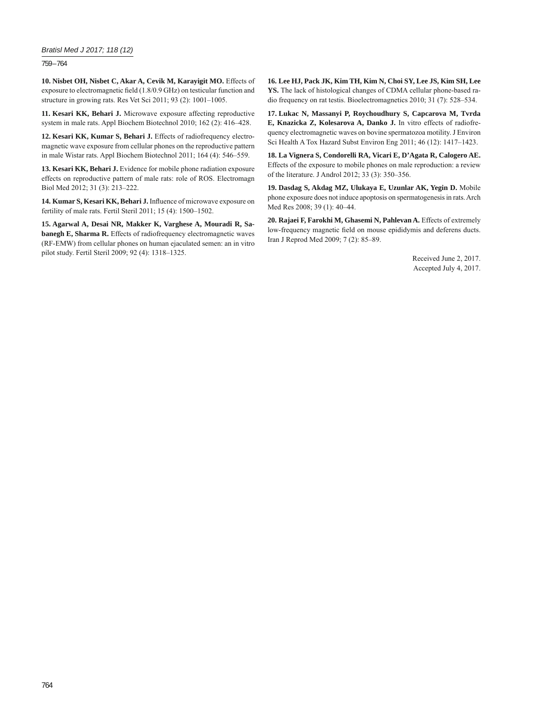**10. Nisbet OH, Nisbet C, Akar A, Cevik M, Karayigit MO.** Effects of exposure to electromagnetic field (1.8/0.9 GHz) on testicular function and structure in growing rats. Res Vet Sci 2011; 93 (2): 1001–1005.

**11. Kesari KK, Behari J.** Microwave exposure affecting reproductive system in male rats. Appl Biochem Biotechnol 2010; 162 (2): 416–428.

**12. Kesari KK, Kumar S, Behari J.** Effects of radiofrequency electromagnetic wave exposure from cellular phones on the reproductive pattern in male Wistar rats. Appl Biochem Biotechnol 2011; 164 (4): 546–559.

**13. Kesari KK, Behari J.** Evidence for mobile phone radiation exposure effects on reproductive pattern of male rats: role of ROS. Electromagn Biol Med 2012; 31 (3): 213–222.

**14. Kumar S, Kesari KK, Behari J.** Influence of microwave exposure on fertility of male rats. Fertil Steril 2011; 15 (4): 1500–1502.

**15. Agarwal A, Desai NR, Makker K, Varghese A, Mouradi R, Sabanegh E, Sharma R.** Effects of radiofrequency electromagnetic waves (RF-EMW) from cellular phones on human ejaculated semen: an in vitro pilot study. Fertil Steril 2009; 92 (4): 1318–1325.

**16. Lee HJ, Pack JK, Kim TH, Kim N, Choi SY, Lee JS, Kim SH, Lee YS.** The lack of histological changes of CDMA cellular phone-based radio frequency on rat testis. Bioelectromagnetics 2010; 31 (7): 528–534.

**17. Lukac N, Massanyi P, Roychoudhury S, Capcarova M, Tvrda E, Knazicka Z, Kolesarova A, Danko J.** In vitro effects of radiofrequency electromagnetic waves on bovine spermatozoa motility. J Environ Sci Health A Tox Hazard Subst Environ Eng 2011; 46 (12): 1417–1423.

**18. La Vignera S, Condorelli RA, Vicari E, D'Agata R, Calogero AE.** Effects of the exposure to mobile phones on male reproduction: a review of the literature. J Androl 2012; 33 (3): 350–356.

**19. Dasdag S, Akdag MZ, Ulukaya E, Uzunlar AK, Yegin D.** Mobile phone exposure does not induce apoptosis on spermatogenesis in rats. Arch Med Res 2008; 39 (1): 40–44.

**20. Rajaei F, Farokhi M, Ghasemi N, Pahlevan A.** Effects of extremely low-frequency magnetic field on mouse epididymis and deferens ducts. Iran J Reprod Med 2009; 7 (2): 85–89.

Received June 2, 2017.
Accepted July 4, 2017.